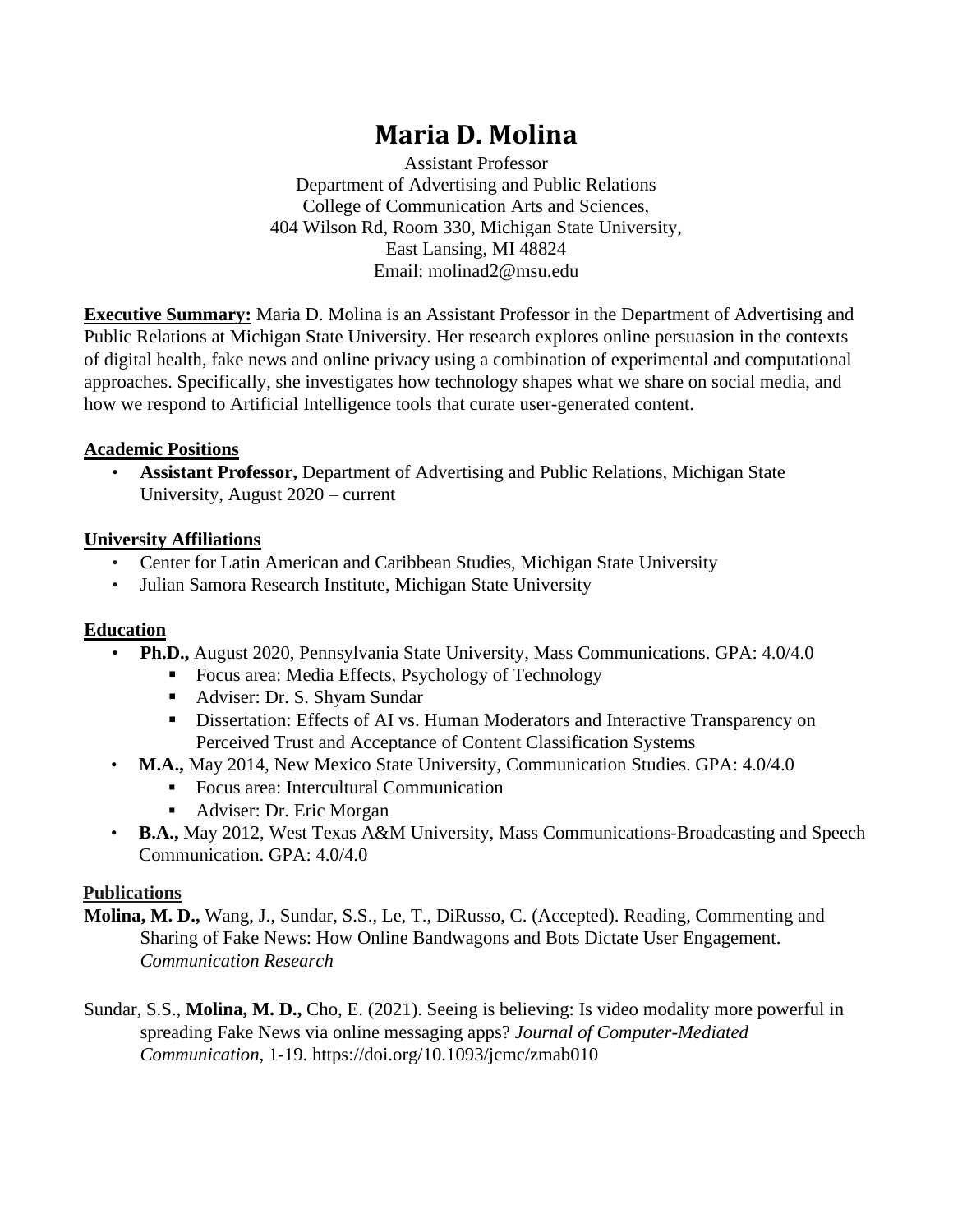# Maria D. Molina

Assistant Professor
Department of Advertising and Public Relations
College of Communication Arts and Sciences,
404 Wilson Rd, Room 330, Michigan State University,
East Lansing, MI 48824
Email: molinad2@msu.edu

**Executive Summary:** Maria D. Molina is an Assistant Professor in the Department of Advertising and Public Relations at Michigan State University. Her research explores online persuasion in the contexts of digital health, fake news and online privacy using a combination of experimental and computational approaches. Specifically, she investigates how technology shapes what we share on social media, and how we respond to Artificial Intelligence tools that curate user-generated content.

## Academic Positions

- **Assistant Professor,** Department of Advertising and Public Relations, Michigan State University, August 2020 – current

## University Affiliations

- Center for Latin American and Caribbean Studies, Michigan State University
- Julian Samora Research Institute, Michigan State University

## Education

- **Ph.D.,** August 2020, Pennsylvania State University, Mass Communications. GPA: 4.0/4.0
  - Focus area: Media Effects, Psychology of Technology
  - Adviser: Dr. S. Shyam Sundar
  - Dissertation: Effects of AI vs. Human Moderators and Interactive Transparency on Perceived Trust and Acceptance of Content Classification Systems
- **M.A.,** May 2014, New Mexico State University, Communication Studies. GPA: 4.0/4.0
  - Focus area: Intercultural Communication
  - Adviser: Dr. Eric Morgan
- **B.A.,** May 2012, West Texas A&M University, Mass Communications-Broadcasting and Speech Communication. GPA: 4.0/4.0

## Publications

**Molina, M. D.,** Wang, J., Sundar, S.S., Le, T., DiRusso, C. (Accepted). Reading, Commenting and Sharing of Fake News: How Online Bandwagons and Bots Dictate User Engagement. *Communication Research*

Sundar, S.S., **Molina, M. D.,** Cho, E. (2021). Seeing is believing: Is video modality more powerful in spreading Fake News via online messaging apps? *Journal of Computer-Mediated Communication,* 1-19. https://doi.org/10.1093/jcmc/zmab010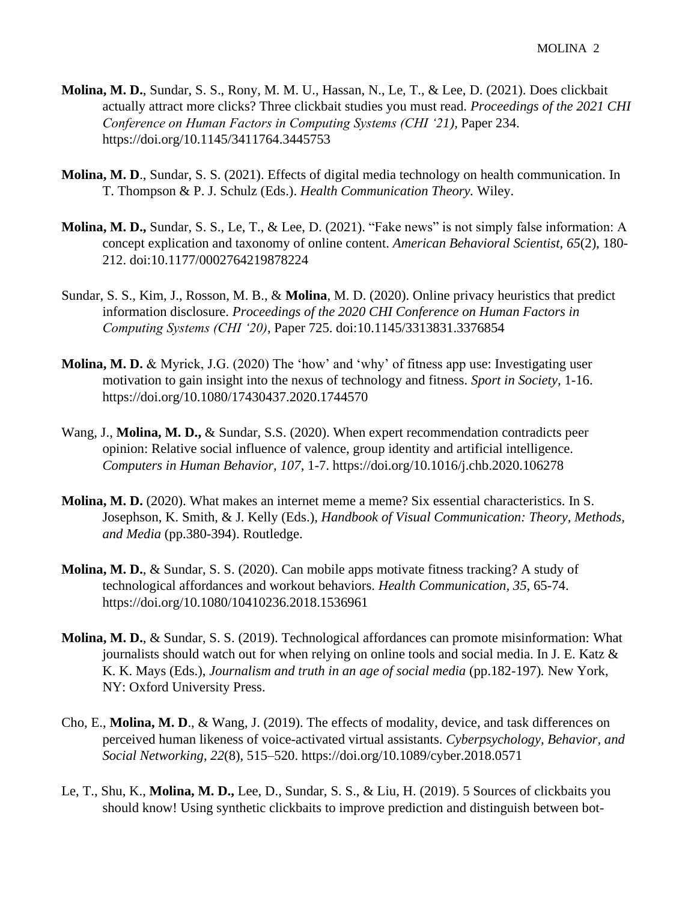**Molina, M. D.**, Sundar, S. S., Rony, M. M. U., Hassan, N., Le, T., & Lee, D. (2021). Does clickbait actually attract more clicks? Three clickbait studies you must read. *Proceedings of the 2021 CHI Conference on Human Factors in Computing Systems (CHI '21)*, Paper 234. https://doi.org/10.1145/3411764.3445753

**Molina, M. D**., Sundar, S. S. (2021). Effects of digital media technology on health communication. In T. Thompson & P. J. Schulz (Eds.). *Health Communication Theory.* Wiley.

**Molina, M. D.,** Sundar, S. S., Le, T., & Lee, D. (2021). "Fake news" is not simply false information: A concept explication and taxonomy of online content. *American Behavioral Scientist, 65*(2), 180-212. doi:10.1177/0002764219878224

Sundar, S. S., Kim, J., Rosson, M. B., & **Molina**, M. D. (2020). Online privacy heuristics that predict information disclosure. *Proceedings of the 2020 CHI Conference on Human Factors in Computing Systems (CHI '20)*, Paper 725. doi:10.1145/3313831.3376854

**Molina, M. D.** & Myrick, J.G. (2020) The 'how' and 'why' of fitness app use: Investigating user motivation to gain insight into the nexus of technology and fitness. *Sport in Society,* 1-16. https://doi.org/10.1080/17430437.2020.1744570

Wang, J., **Molina, M. D.,** & Sundar, S.S. (2020). When expert recommendation contradicts peer opinion: Relative social influence of valence, group identity and artificial intelligence. *Computers in Human Behavior, 107*, 1-7. https://doi.org/10.1016/j.chb.2020.106278

**Molina, M. D.** (2020). What makes an internet meme a meme? Six essential characteristics. In S. Josephson, K. Smith, & J. Kelly (Eds.), *Handbook of Visual Communication: Theory, Methods, and Media* (pp.380-394). Routledge.

**Molina, M. D.**, & Sundar, S. S. (2020). Can mobile apps motivate fitness tracking? A study of technological affordances and workout behaviors. *Health Communication*, *35*, 65-74. https://doi.org/10.1080/10410236.2018.1536961

**Molina, M. D.**, & Sundar, S. S. (2019). Technological affordances can promote misinformation: What journalists should watch out for when relying on online tools and social media. In J. E. Katz & K. K. Mays (Eds.), *Journalism and truth in an age of social media* (pp.182-197)*.* New York, NY: Oxford University Press.

Cho, E., **Molina, M. D**., & Wang, J. (2019). The effects of modality, device, and task differences on perceived human likeness of voice-activated virtual assistants. *Cyberpsychology, Behavior, and Social Networking*, *22*(8), 515–520. https://doi.org/10.1089/cyber.2018.0571

Le, T., Shu, K., **Molina, M. D.,** Lee, D., Sundar, S. S., & Liu, H. (2019). 5 Sources of clickbaits you should know! Using synthetic clickbaits to improve prediction and distinguish between bot-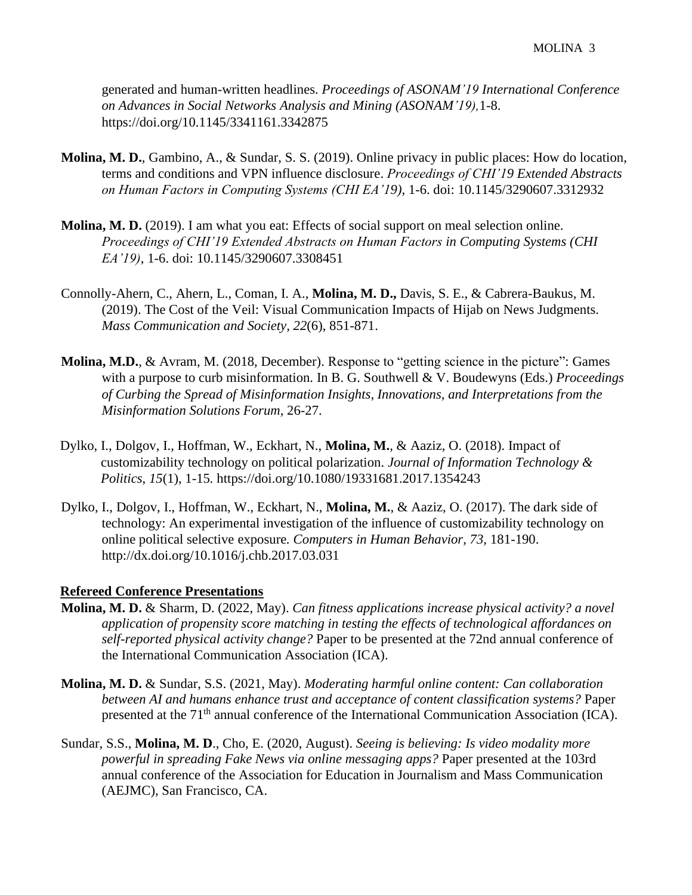generated and human-written headlines. *Proceedings of ASONAM'19 International Conference on Advances in Social Networks Analysis and Mining (ASONAM'19),*1-8. https://doi.org/10.1145/3341161.3342875

**Molina, M. D.**, Gambino, A., & Sundar, S. S. (2019). Online privacy in public places: How do location, terms and conditions and VPN influence disclosure. *Proceedings of CHI'19 Extended Abstracts on Human Factors in Computing Systems (CHI EA'19)*, 1-6. doi: 10.1145/3290607.3312932

**Molina, M. D.** (2019). I am what you eat: Effects of social support on meal selection online. *Proceedings of CHI'19 Extended Abstracts on Human Factors in Computing Systems (CHI EA'19)*, 1-6. doi: 10.1145/3290607.3308451

Connolly-Ahern, C., Ahern, L., Coman, I. A., **Molina, M. D.,** Davis, S. E., & Cabrera-Baukus, M. (2019). The Cost of the Veil: Visual Communication Impacts of Hijab on News Judgments. *Mass Communication and Society*, *22*(6), 851-871.

**Molina, M.D.**, & Avram, M. (2018, December). Response to "getting science in the picture": Games with a purpose to curb misinformation. In B. G. Southwell & V. Boudewyns (Eds.) *Proceedings of Curbing the Spread of Misinformation Insights, Innovations, and Interpretations from the Misinformation Solutions Forum*, 26-27.

Dylko, I., Dolgov, I., Hoffman, W., Eckhart, N., **Molina, M.**, & Aaziz, O. (2018). Impact of customizability technology on political polarization. *Journal of Information Technology & Politics*, *15*(1), 1-15. https://doi.org/10.1080/19331681.2017.1354243

Dylko, I., Dolgov, I., Hoffman, W., Eckhart, N., **Molina, M.**, & Aaziz, O. (2017). The dark side of technology: An experimental investigation of the influence of customizability technology on online political selective exposure*. Computers in Human Behavior*, *73*, 181-190. http://dx.doi.org/10.1016/j.chb.2017.03.031

## Refereed Conference Presentations

**Molina, M. D.** & Sharm, D. (2022, May). *Can fitness applications increase physical activity? a novel application of propensity score matching in testing the effects of technological affordances on self-reported physical activity change?* Paper to be presented at the 72nd annual conference of the International Communication Association (ICA).

**Molina, M. D.** & Sundar, S.S. (2021, May). *Moderating harmful online content: Can collaboration between AI and humans enhance trust and acceptance of content classification systems?* Paper presented at the 71th annual conference of the International Communication Association (ICA).

Sundar, S.S., **Molina, M. D**., Cho, E. (2020, August). *Seeing is believing: Is video modality more powerful in spreading Fake News via online messaging apps?* Paper presented at the 103rd annual conference of the Association for Education in Journalism and Mass Communication (AEJMC), San Francisco, CA.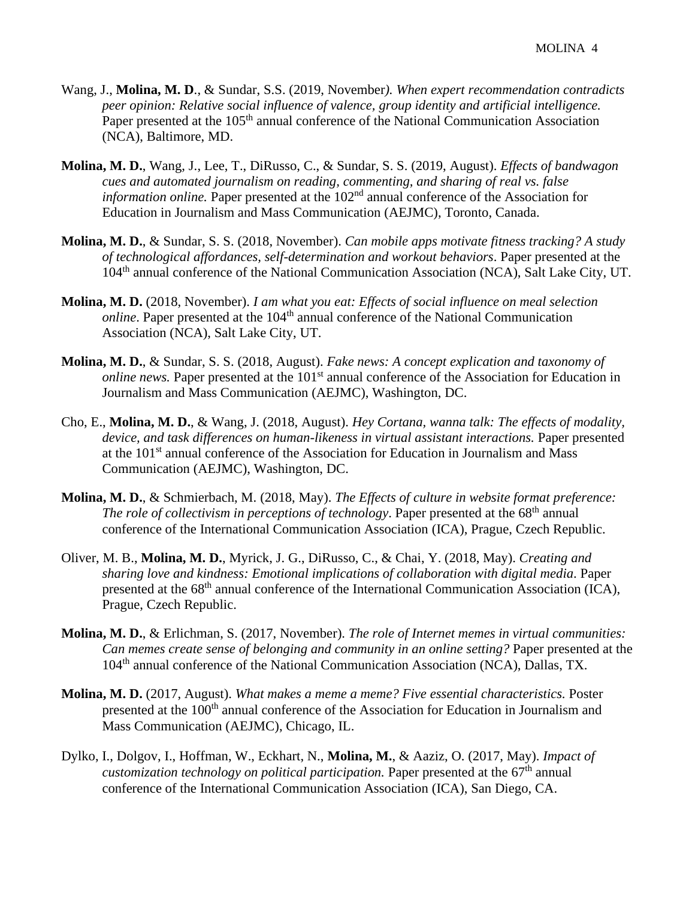Wang, J., **Molina, M. D**., & Sundar, S.S. (2019, November*). When expert recommendation contradicts peer opinion: Relative social influence of valence, group identity and artificial intelligence.* Paper presented at the 105th annual conference of the National Communication Association (NCA), Baltimore, MD.

**Molina, M. D.**, Wang, J., Lee, T., DiRusso, C., & Sundar, S. S. (2019, August). *Effects of bandwagon cues and automated journalism on reading, commenting, and sharing of real vs. false information online.* Paper presented at the 102nd annual conference of the Association for Education in Journalism and Mass Communication (AEJMC), Toronto, Canada.

**Molina, M. D.**, & Sundar, S. S. (2018, November). *Can mobile apps motivate fitness tracking? A study of technological affordances, self-determination and workout behaviors*. Paper presented at the 104th annual conference of the National Communication Association (NCA), Salt Lake City, UT.

**Molina, M. D.** (2018, November). *I am what you eat: Effects of social influence on meal selection online*. Paper presented at the 104th annual conference of the National Communication Association (NCA), Salt Lake City, UT.

**Molina, M. D.**, & Sundar, S. S. (2018, August). *Fake news: A concept explication and taxonomy of online news.* Paper presented at the 101st annual conference of the Association for Education in Journalism and Mass Communication (AEJMC), Washington, DC.

Cho, E., **Molina, M. D**., & Wang, J. (2018, August). *Hey Cortana, wanna talk: The effects of modality, device, and task differences on human-likeness in virtual assistant interactions.* Paper presented at the 101st annual conference of the Association for Education in Journalism and Mass Communication (AEJMC), Washington, DC.

**Molina, M. D.**, & Schmierbach, M. (2018, May). *The Effects of culture in website format preference: The role of collectivism in perceptions of technology*. Paper presented at the 68th annual conference of the International Communication Association (ICA), Prague, Czech Republic.

Oliver, M. B., **Molina, M. D.**, Myrick, J. G., DiRusso, C., & Chai, Y. (2018, May). *Creating and sharing love and kindness: Emotional implications of collaboration with digital media*. Paper presented at the 68th annual conference of the International Communication Association (ICA), Prague, Czech Republic.

**Molina, M. D.**, & Erlichman, S. (2017, November). *The role of Internet memes in virtual communities: Can memes create sense of belonging and community in an online setting?* Paper presented at the 104th annual conference of the National Communication Association (NCA), Dallas, TX.

**Molina, M. D.** (2017, August). *What makes a meme a meme? Five essential characteristics.* Poster presented at the 100th annual conference of the Association for Education in Journalism and Mass Communication (AEJMC), Chicago, IL.

Dylko, I., Dolgov, I., Hoffman, W., Eckhart, N., **Molina, M.**, & Aaziz, O. (2017, May). *Impact of customization technology on political participation.* Paper presented at the 67th annual conference of the International Communication Association (ICA), San Diego, CA.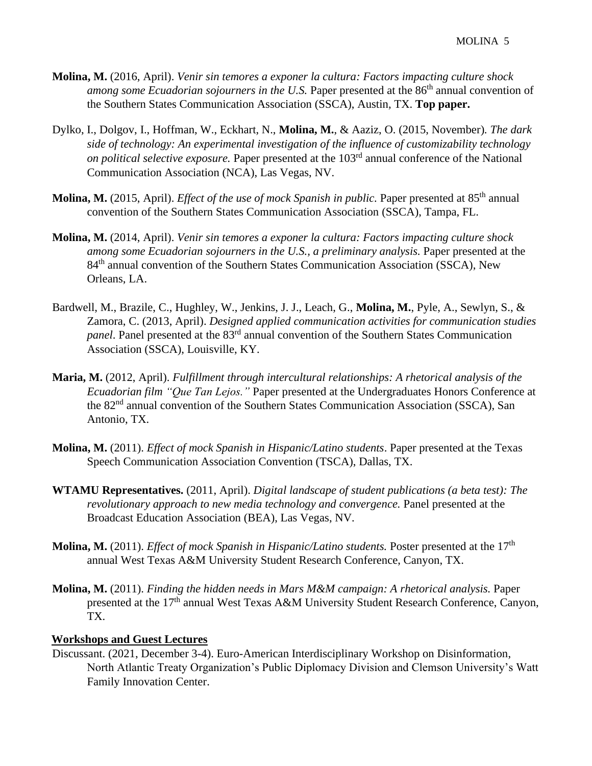**Molina, M.** (2016, April). *Venir sin temores a exponer la cultura: Factors impacting culture shock among some Ecuadorian sojourners in the U.S.* Paper presented at the 86th annual convention of the Southern States Communication Association (SSCA), Austin, TX. **Top paper.**

Dylko, I., Dolgov, I., Hoffman, W., Eckhart, N., **Molina, M.**, & Aaziz, O. (2015, November). *The dark side of technology: An experimental investigation of the influence of customizability technology on political selective exposure.* Paper presented at the 103rd annual conference of the National Communication Association (NCA), Las Vegas, NV.

**Molina, M.** (2015, April). *Effect of the use of mock Spanish in public.* Paper presented at 85th annual convention of the Southern States Communication Association (SSCA), Tampa, FL.

**Molina, M.** (2014, April). *Venir sin temores a exponer la cultura: Factors impacting culture shock among some Ecuadorian sojourners in the U.S., a preliminary analysis.* Paper presented at the 84th annual convention of the Southern States Communication Association (SSCA), New Orleans, LA.

Bardwell, M., Brazile, C., Hughley, W., Jenkins, J. J., Leach, G., **Molina, M.**, Pyle, A., Sewlyn, S., & Zamora, C. (2013, April). *Designed applied communication activities for communication studies panel*. Panel presented at the 83rd annual convention of the Southern States Communication Association (SSCA), Louisville, KY.

**Maria, M.** (2012, April). *Fulfillment through intercultural relationships: A rhetorical analysis of the Ecuadorian film "Que Tan Lejos."* Paper presented at the Undergraduates Honors Conference at the 82nd annual convention of the Southern States Communication Association (SSCA), San Antonio, TX.

**Molina, M.** (2011). *Effect of mock Spanish in Hispanic/Latino students*. Paper presented at the Texas Speech Communication Association Convention (TSCA), Dallas, TX.

**WTAMU Representatives.** (2011, April). *Digital landscape of student publications (a beta test): The revolutionary approach to new media technology and convergence.* Panel presented at the Broadcast Education Association (BEA), Las Vegas, NV.

**Molina, M.** (2011). *Effect of mock Spanish in Hispanic/Latino students.* Poster presented at the 17th annual West Texas A&M University Student Research Conference, Canyon, TX.

**Molina, M.** (2011). *Finding the hidden needs in Mars M&M campaign: A rhetorical analysis.* Paper presented at the 17th annual West Texas A&M University Student Research Conference, Canyon, TX.

## Workshops and Guest Lectures

Discussant. (2021, December 3-4). Euro-American Interdisciplinary Workshop on Disinformation, North Atlantic Treaty Organization's Public Diplomacy Division and Clemson University's Watt Family Innovation Center.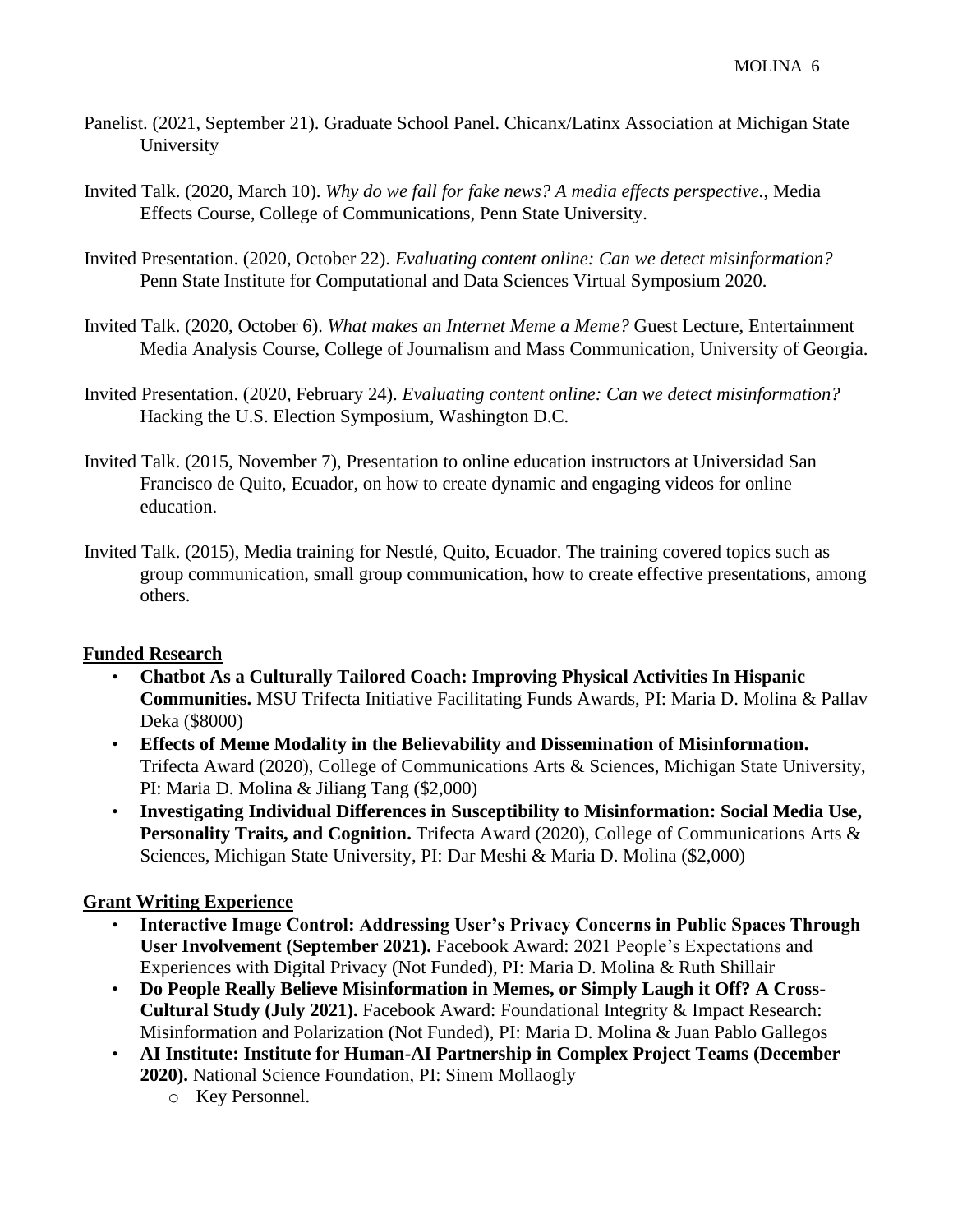Panelist. (2021, September 21). Graduate School Panel. Chicanx/Latinx Association at Michigan State University

Invited Talk. (2020, March 10). *Why do we fall for fake news? A media effects perspective*., Media Effects Course, College of Communications, Penn State University.

Invited Presentation. (2020, October 22). *Evaluating content online: Can we detect misinformation?* Penn State Institute for Computational and Data Sciences Virtual Symposium 2020.

Invited Talk. (2020, October 6). *What makes an Internet Meme a Meme?* Guest Lecture, Entertainment Media Analysis Course, College of Journalism and Mass Communication, University of Georgia.

Invited Presentation. (2020, February 24). *Evaluating content online: Can we detect misinformation?* Hacking the U.S. Election Symposium, Washington D.C.

Invited Talk. (2015, November 7), Presentation to online education instructors at Universidad San Francisco de Quito, Ecuador, on how to create dynamic and engaging videos for online education.

Invited Talk. (2015), Media training for Nestlé, Quito, Ecuador. The training covered topics such as group communication, small group communication, how to create effective presentations, among others.

## Funded Research

- **Chatbot As a Culturally Tailored Coach: Improving Physical Activities In Hispanic Communities.** MSU Trifecta Initiative Facilitating Funds Awards, PI: Maria D. Molina & Pallav Deka ($8000)
- **Effects of Meme Modality in the Believability and Dissemination of Misinformation.** Trifecta Award (2020), College of Communications Arts & Sciences, Michigan State University, PI: Maria D. Molina & Jiliang Tang ($2,000)
- **Investigating Individual Differences in Susceptibility to Misinformation: Social Media Use, Personality Traits, and Cognition.** Trifecta Award (2020), College of Communications Arts & Sciences, Michigan State University, PI: Dar Meshi & Maria D. Molina ($2,000)

## Grant Writing Experience

- **Interactive Image Control: Addressing User's Privacy Concerns in Public Spaces Through User Involvement (September 2021).** Facebook Award: 2021 People's Expectations and Experiences with Digital Privacy (Not Funded), PI: Maria D. Molina & Ruth Shillair
- **Do People Really Believe Misinformation in Memes, or Simply Laugh it Off? A Cross-Cultural Study (July 2021).** Facebook Award: Foundational Integrity & Impact Research: Misinformation and Polarization (Not Funded), PI: Maria D. Molina & Juan Pablo Gallegos
- **AI Institute: Institute for Human-AI Partnership in Complex Project Teams (December 2020).** National Science Foundation, PI: Sinem Mollaogly
  - Key Personnel.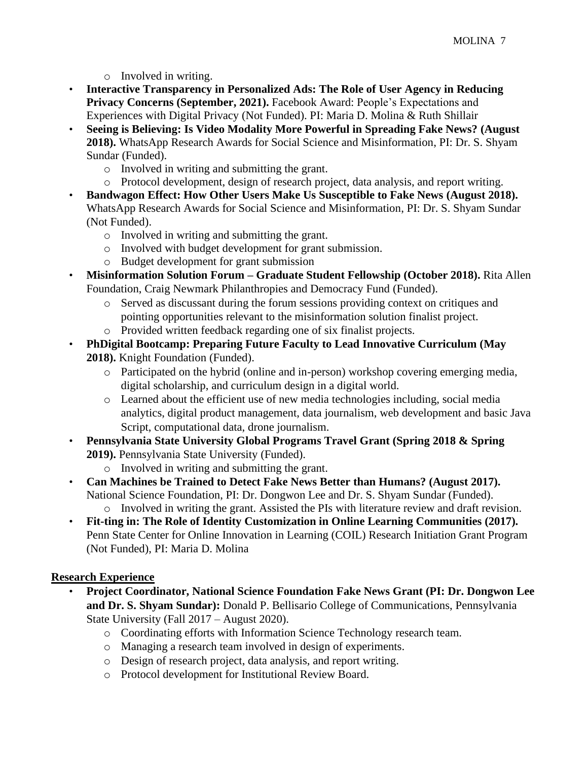- Involved in writing.
- **Interactive Transparency in Personalized Ads: The Role of User Agency in Reducing Privacy Concerns (September, 2021).** Facebook Award: People's Expectations and Experiences with Digital Privacy (Not Funded). PI: Maria D. Molina & Ruth Shillair
- **Seeing is Believing: Is Video Modality More Powerful in Spreading Fake News? (August 2018).** WhatsApp Research Awards for Social Science and Misinformation, PI: Dr. S. Shyam Sundar (Funded).
    - Involved in writing and submitting the grant.
    - Protocol development, design of research project, data analysis, and report writing.
- **Bandwagon Effect: How Other Users Make Us Susceptible to Fake News (August 2018).** WhatsApp Research Awards for Social Science and Misinformation, PI: Dr. S. Shyam Sundar (Not Funded).
    - Involved in writing and submitting the grant.
    - Involved with budget development for grant submission.
    - Budget development for grant submission
- **Misinformation Solution Forum – Graduate Student Fellowship (October 2018).** Rita Allen Foundation, Craig Newmark Philanthropies and Democracy Fund (Funded).
    - Served as discussant during the forum sessions providing context on critiques and pointing opportunities relevant to the misinformation solution finalist project.
    - Provided written feedback regarding one of six finalist projects.
- **PhDigital Bootcamp: Preparing Future Faculty to Lead Innovative Curriculum (May 2018).** Knight Foundation (Funded).
    - Participated on the hybrid (online and in-person) workshop covering emerging media, digital scholarship, and curriculum design in a digital world.
    - Learned about the efficient use of new media technologies including, social media analytics, digital product management, data journalism, web development and basic Java Script, computational data, drone journalism.
- **Pennsylvania State University Global Programs Travel Grant (Spring 2018 & Spring 2019).** Pennsylvania State University (Funded).
    - Involved in writing and submitting the grant.
- **Can Machines be Trained to Detect Fake News Better than Humans? (August 2017).** National Science Foundation, PI: Dr. Dongwon Lee and Dr. S. Shyam Sundar (Funded).
    - Involved in writing the grant. Assisted the PIs with literature review and draft revision.
- **Fit-ting in: The Role of Identity Customization in Online Learning Communities (2017).** Penn State Center for Online Innovation in Learning (COIL) Research Initiation Grant Program (Not Funded), PI: Maria D. Molina

## Research Experience

- **Project Coordinator, National Science Foundation Fake News Grant (PI: Dr. Dongwon Lee and Dr. S. Shyam Sundar):** Donald P. Bellisario College of Communications, Pennsylvania State University (Fall 2017 – August 2020).
    - Coordinating efforts with Information Science Technology research team.
    - Managing a research team involved in design of experiments.
    - Design of research project, data analysis, and report writing.
    - Protocol development for Institutional Review Board.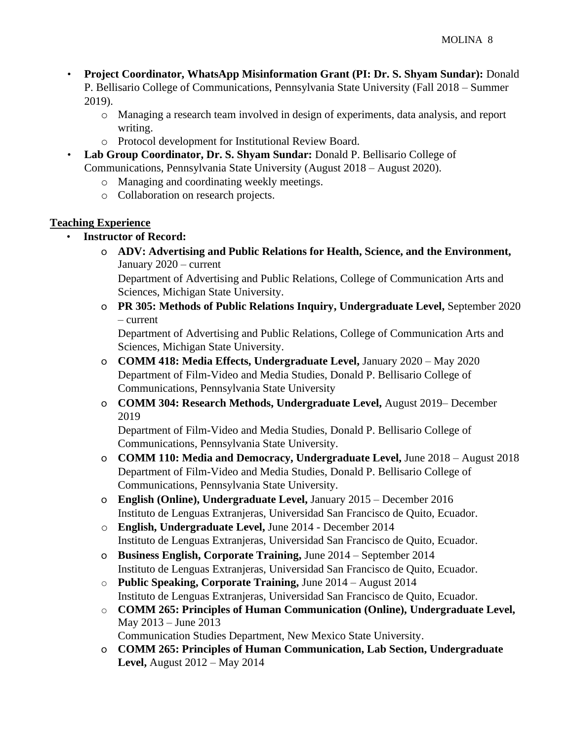- **Project Coordinator, WhatsApp Misinformation Grant (PI: Dr. S. Shyam Sundar):** Donald P. Bellisario College of Communications, Pennsylvania State University (Fall 2018 – Summer 2019).
    - Managing a research team involved in design of experiments, data analysis, and report writing.
    - Protocol development for Institutional Review Board.
- **Lab Group Coordinator, Dr. S. Shyam Sundar:** Donald P. Bellisario College of Communications, Pennsylvania State University (August 2018 – August 2020).
    - Managing and coordinating weekly meetings.
    - Collaboration on research projects.

## Teaching Experience

- **Instructor of Record:**
    - **ADV: Advertising and Public Relations for Health, Science, and the Environment,** January 2020 – current
      Department of Advertising and Public Relations, College of Communication Arts and Sciences, Michigan State University.
    - **PR 305: Methods of Public Relations Inquiry, Undergraduate Level,** September 2020 – current
      Department of Advertising and Public Relations, College of Communication Arts and Sciences, Michigan State University.
    - **COMM 418: Media Effects, Undergraduate Level,** January 2020 – May 2020
      Department of Film-Video and Media Studies, Donald P. Bellisario College of Communications, Pennsylvania State University
    - **COMM 304: Research Methods, Undergraduate Level,** August 2019– December 2019
      Department of Film-Video and Media Studies, Donald P. Bellisario College of Communications, Pennsylvania State University.
    - **COMM 110: Media and Democracy, Undergraduate Level,** June 2018 – August 2018
      Department of Film-Video and Media Studies, Donald P. Bellisario College of Communications, Pennsylvania State University.
    - **English (Online), Undergraduate Level,** January 2015 – December 2016
      Instituto de Lenguas Extranjeras, Universidad San Francisco de Quito, Ecuador.
    - **English, Undergraduate Level,** June 2014 - December 2014
      Instituto de Lenguas Extranjeras, Universidad San Francisco de Quito, Ecuador.
    - **Business English, Corporate Training,** June 2014 – September 2014
      Instituto de Lenguas Extranjeras, Universidad San Francisco de Quito, Ecuador.
    - **Public Speaking, Corporate Training,** June 2014 – August 2014
      Instituto de Lenguas Extranjeras, Universidad San Francisco de Quito, Ecuador.
    - **COMM 265: Principles of Human Communication (Online), Undergraduate Level,** May 2013 – June 2013
      Communication Studies Department, New Mexico State University.
    - **COMM 265: Principles of Human Communication, Lab Section, Undergraduate Level,** August 2012 – May 2014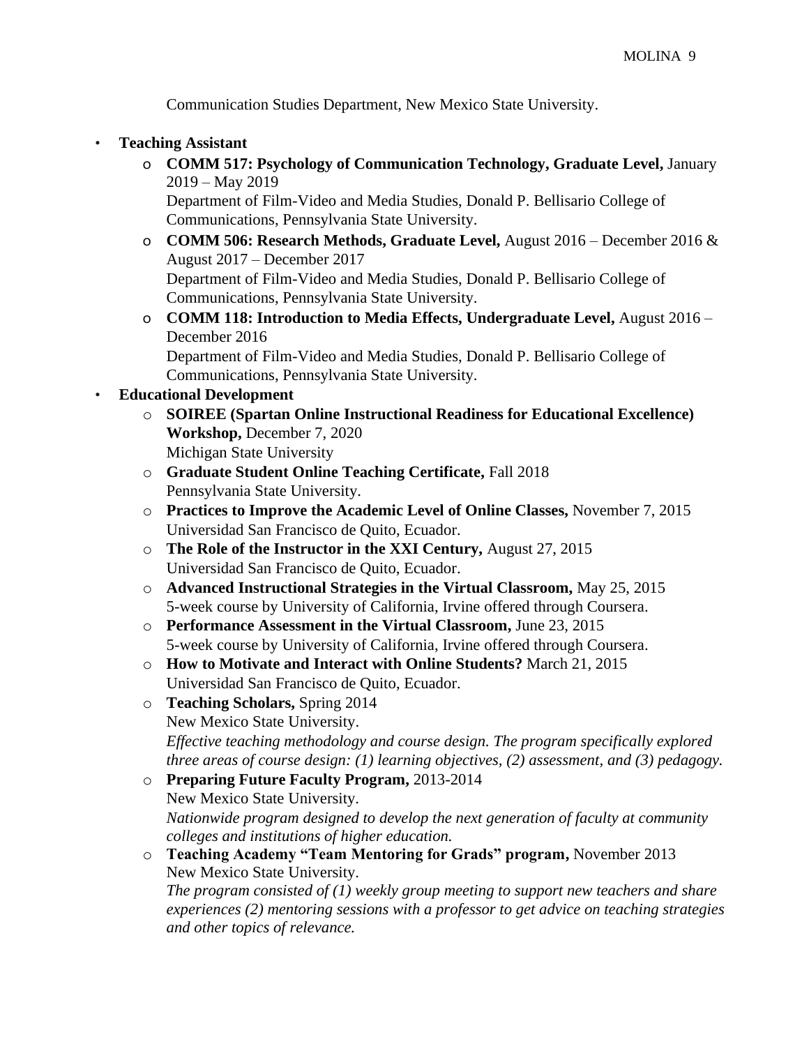Communication Studies Department, New Mexico State University.

- **Teaching Assistant**
  - **COMM 517: Psychology of Communication Technology, Graduate Level,** January 2019 – May 2019
    Department of Film-Video and Media Studies, Donald P. Bellisario College of Communications, Pennsylvania State University.
  - **COMM 506: Research Methods, Graduate Level,** August 2016 – December 2016 & August 2017 – December 2017
    Department of Film-Video and Media Studies, Donald P. Bellisario College of Communications, Pennsylvania State University.
  - **COMM 118: Introduction to Media Effects, Undergraduate Level,** August 2016 – December 2016
    Department of Film-Video and Media Studies, Donald P. Bellisario College of Communications, Pennsylvania State University.
- **Educational Development**
  - **SOIREE (Spartan Online Instructional Readiness for Educational Excellence) Workshop,** December 7, 2020
    Michigan State University
  - **Graduate Student Online Teaching Certificate,** Fall 2018
    Pennsylvania State University.
  - **Practices to Improve the Academic Level of Online Classes,** November 7, 2015
    Universidad San Francisco de Quito, Ecuador.
  - **The Role of the Instructor in the XXI Century,** August 27, 2015
    Universidad San Francisco de Quito, Ecuador.
  - **Advanced Instructional Strategies in the Virtual Classroom,** May 25, 2015
    5-week course by University of California, Irvine offered through Coursera.
  - **Performance Assessment in the Virtual Classroom,** June 23, 2015
    5-week course by University of California, Irvine offered through Coursera.
  - **How to Motivate and Interact with Online Students?** March 21, 2015
    Universidad San Francisco de Quito, Ecuador.
  - **Teaching Scholars,** Spring 2014
    New Mexico State University.
    *Effective teaching methodology and course design. The program specifically explored three areas of course design: (1) learning objectives, (2) assessment, and (3) pedagogy.*
  - **Preparing Future Faculty Program,** 2013-2014
    New Mexico State University.
    *Nationwide program designed to develop the next generation of faculty at community colleges and institutions of higher education.*
  - **Teaching Academy "Team Mentoring for Grads" program,** November 2013
    New Mexico State University.
    *The program consisted of (1) weekly group meeting to support new teachers and share experiences (2) mentoring sessions with a professor to get advice on teaching strategies and other topics of relevance.*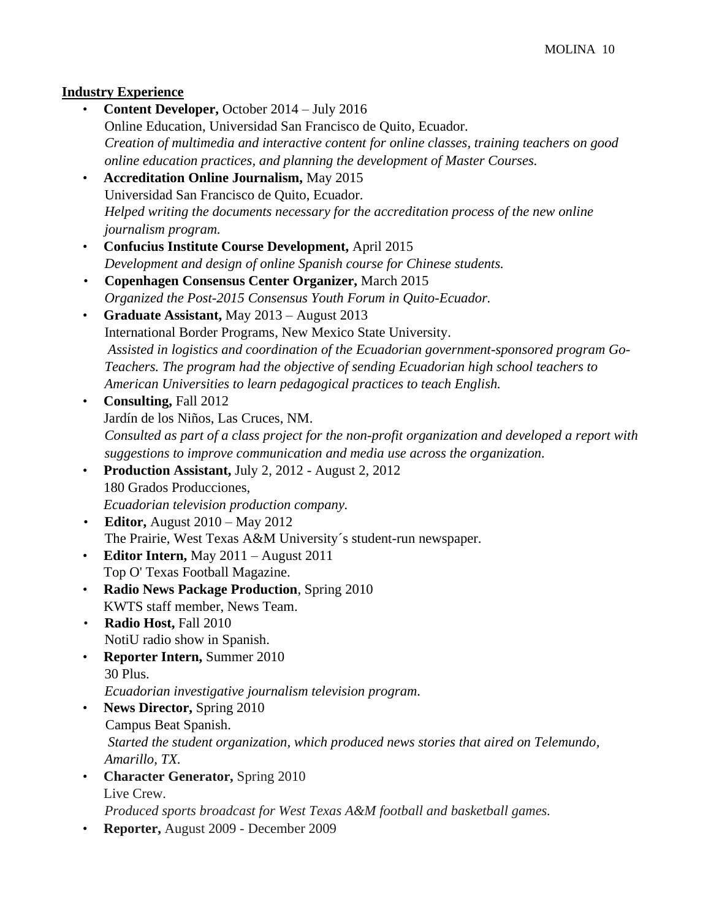**Industry Experience**

- **Content Developer,** October 2014 – July 2016
  Online Education, Universidad San Francisco de Quito, Ecuador.
  *Creation of multimedia and interactive content for online classes, training teachers on good online education practices, and planning the development of Master Courses.*
- **Accreditation Online Journalism,** May 2015
  Universidad San Francisco de Quito, Ecuador.
  *Helped writing the documents necessary for the accreditation process of the new online journalism program.*
- **Confucius Institute Course Development,** April 2015
  *Development and design of online Spanish course for Chinese students.*
- **Copenhagen Consensus Center Organizer,** March 2015
  *Organized the Post-2015 Consensus Youth Forum in Quito-Ecuador.*
- **Graduate Assistant,** May 2013 – August 2013
  International Border Programs, New Mexico State University.
  *Assisted in logistics and coordination of the Ecuadorian government-sponsored program Go-Teachers. The program had the objective of sending Ecuadorian high school teachers to American Universities to learn pedagogical practices to teach English.*
- **Consulting,** Fall 2012
  Jardín de los Niños, Las Cruces, NM.
  *Consulted as part of a class project for the non-profit organization and developed a report with suggestions to improve communication and media use across the organization.*
- **Production Assistant,** July 2, 2012 - August 2, 2012
  180 Grados Producciones,
  *Ecuadorian television production company.*
- **Editor,** August 2010 – May 2012
  The Prairie, West Texas A&M University´s student-run newspaper.
- **Editor Intern,** May 2011 – August 2011
  Top O' Texas Football Magazine.
- **Radio News Package Production**, Spring 2010
  KWTS staff member, News Team.
- **Radio Host,** Fall 2010
  NotiU radio show in Spanish.
- **Reporter Intern,** Summer 2010
  30 Plus.
  *Ecuadorian investigative journalism television program.*
- **News Director,** Spring 2010
  Campus Beat Spanish.
  *Started the student organization, which produced news stories that aired on Telemundo, Amarillo, TX.*
- **Character Generator,** Spring 2010
  Live Crew.
  *Produced sports broadcast for West Texas A&M football and basketball games.*
- **Reporter,** August 2009 - December 2009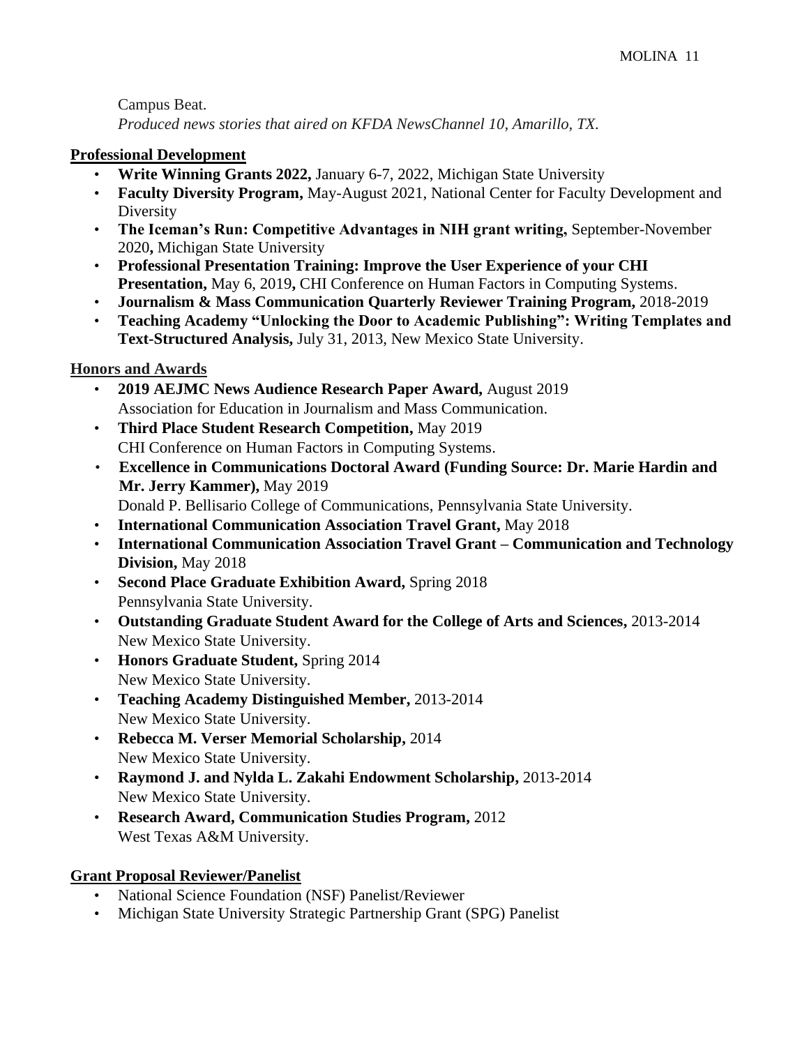Campus Beat.
*Produced news stories that aired on KFDA NewsChannel 10, Amarillo, TX.*

## Professional Development

- **Write Winning Grants 2022,** January 6-7, 2022, Michigan State University
- **Faculty Diversity Program,** May-August 2021, National Center for Faculty Development and Diversity
- **The Iceman's Run: Competitive Advantages in NIH grant writing,** September-November 2020**,** Michigan State University
- **Professional Presentation Training: Improve the User Experience of your CHI Presentation,** May 6, 2019**,** CHI Conference on Human Factors in Computing Systems.
- **Journalism & Mass Communication Quarterly Reviewer Training Program,** 2018-2019
- **Teaching Academy "Unlocking the Door to Academic Publishing": Writing Templates and Text-Structured Analysis,** July 31, 2013, New Mexico State University.

## Honors and Awards

- **2019 AEJMC News Audience Research Paper Award,** August 2019
  Association for Education in Journalism and Mass Communication.
- **Third Place Student Research Competition,** May 2019
  CHI Conference on Human Factors in Computing Systems.
- **Excellence in Communications Doctoral Award (Funding Source: Dr. Marie Hardin and Mr. Jerry Kammer),** May 2019
  Donald P. Bellisario College of Communications, Pennsylvania State University.
- **International Communication Association Travel Grant,** May 2018
- **International Communication Association Travel Grant – Communication and Technology Division,** May 2018
- **Second Place Graduate Exhibition Award,** Spring 2018
  Pennsylvania State University.
- **Outstanding Graduate Student Award for the College of Arts and Sciences,** 2013-2014
  New Mexico State University.
- **Honors Graduate Student,** Spring 2014
  New Mexico State University.
- **Teaching Academy Distinguished Member,** 2013-2014
  New Mexico State University.
- **Rebecca M. Verser Memorial Scholarship,** 2014
  New Mexico State University.
- **Raymond J. and Nylda L. Zakahi Endowment Scholarship,** 2013-2014
  New Mexico State University.
- **Research Award, Communication Studies Program,** 2012
  West Texas A&M University.

## Grant Proposal Reviewer/Panelist

- National Science Foundation (NSF) Panelist/Reviewer
- Michigan State University Strategic Partnership Grant (SPG) Panelist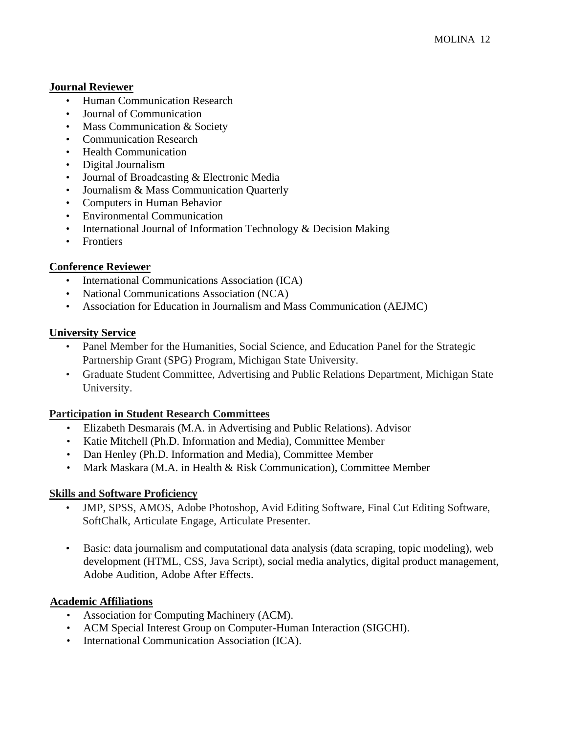**Journal Reviewer**

- Human Communication Research
- Journal of Communication
- Mass Communication & Society
- Communication Research
- Health Communication
- Digital Journalism
- Journal of Broadcasting & Electronic Media
- Journalism & Mass Communication Quarterly
- Computers in Human Behavior
- Environmental Communication
- International Journal of Information Technology & Decision Making
- Frontiers

**Conference Reviewer**

- International Communications Association (ICA)
- National Communications Association (NCA)
- Association for Education in Journalism and Mass Communication (AEJMC)

**University Service**

- Panel Member for the Humanities, Social Science, and Education Panel for the Strategic Partnership Grant (SPG) Program, Michigan State University.
- Graduate Student Committee, Advertising and Public Relations Department, Michigan State University.

**Participation in Student Research Committees**

- Elizabeth Desmarais (M.A. in Advertising and Public Relations). Advisor
- Katie Mitchell (Ph.D. Information and Media), Committee Member
- Dan Henley (Ph.D. Information and Media), Committee Member
- Mark Maskara (M.A. in Health & Risk Communication), Committee Member

**Skills and Software Proficiency**

- JMP, SPSS, AMOS, Adobe Photoshop, Avid Editing Software, Final Cut Editing Software, SoftChalk, Articulate Engage, Articulate Presenter.

- Basic: data journalism and computational data analysis (data scraping, topic modeling), web development (HTML, CSS, Java Script), social media analytics, digital product management, Adobe Audition, Adobe After Effects.

**Academic Affiliations**

- Association for Computing Machinery (ACM).
- ACM Special Interest Group on Computer-Human Interaction (SIGCHI).
- International Communication Association (ICA).